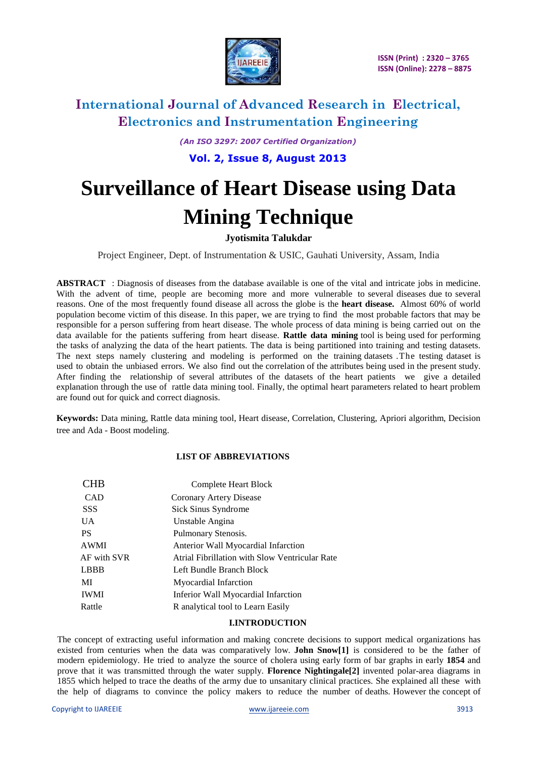# Surveillance of Heart Disease using Data Mining Technique

**Jyotismita Talukdar**

Project Engineer, Dept. of Instrumentation & USIC, Gauhati University, Assam, India

**ABSTRACT** : Diagnosis of diseases from the database available is one of the vital and intricate jobs in medicine. With the advent of time, people are becoming more and more vulnerable to several diseases due to several reasons. One of the most frequently found disease all across the globe is the **heart disease.** Almost 60% of world population become victim of this disease. In this paper, we are trying to find the most probable factors that may be responsible for a person suffering from heart disease. The whole process of data mining is being carried out on the data available for the patients suffering from heart disease. **Rattle data mining** tool is being used for performing the tasks of analyzing the data of the heart patients. The data is being partitioned into training and testing datasets. The next steps namely clustering and modeling is performed on the training datasets .The testing dataset is used to obtain the unbiased errors. We also find out the correlation of the attributes being used in the present study. After finding the relationship of several attributes of the datasets of the heart patients we give a detailed explanation through the use of rattle data mining tool. Finally, the optimal heart parameters related to heart problem are found out for quick and correct diagnosis.

**Keywords:** Data mining, Rattle data mining tool, Heart disease, Correlation, Clustering, Apriori algorithm, Decision tree and Ada - Boost modeling.

## LIST OF ABBREVIATIONS

| | |
|---|---|
| CHB | Complete Heart Block |
| CAD | Coronary Artery Disease |
| SSS | Sick Sinus Syndrome |
| UA | Unstable Angina |
| PS | Pulmonary Stenosis. |
| AWMI | Anterior Wall Myocardial Infarction |
| AF with SVR | Atrial Fibrillation with Slow Ventricular Rate |
| LBBB | Left Bundle Branch Block |
| MI | Myocardial Infarction |
| IWMI | Inferior Wall Myocardial Infarction |
| Rattle | R analytical tool to Learn Easily |

## I.INTRODUCTION

The concept of extracting useful information and making concrete decisions to support medical organizations has existed from centuries when the data was comparatively low. **John Snow[1]** is considered to be the father of modern epidemiology. He tried to analyze the source of cholera using early form of bar graphs in early **1854** and prove that it was transmitted through the water supply. **Florence Nightingale[2]** invented polar-area diagrams in 1855 which helped to trace the deaths of the army due to unsanitary clinical practices. She explained all these with the help of diagrams to convince the policy makers to reduce the number of deaths. However the concept of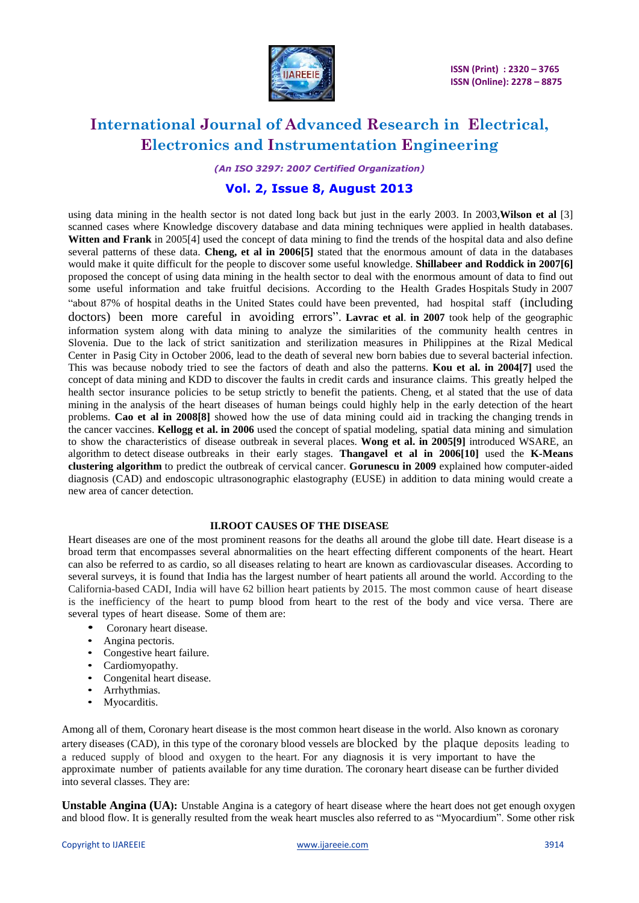using data mining in the health sector is not dated long back but just in the early 2003. In 2003,**Wilson et al** [3] scanned cases where Knowledge discovery database and data mining techniques were applied in health databases. **Witten and Frank** in 2005[4] used the concept of data mining to find the trends of the hospital data and also define several patterns of these data. **Cheng, et al in 2006[5]** stated that the enormous amount of data in the databases would make it quite difficult for the people to discover some useful knowledge. **Shillabeer and Roddick in 2007[6]** proposed the concept of using data mining in the health sector to deal with the enormous amount of data to find out some useful information and take fruitful decisions. According to the Health Grades Hospitals Study in 2007 "about 87% of hospital deaths in the United States could have been prevented, had hospital staff (including doctors) been more careful in avoiding errors". **Lavrac et al. in 2007** took help of the geographic information system along with data mining to analyze the similarities of the community health centres in Slovenia. Due to the lack of strict sanitization and sterilization measures in Philippines at the Rizal Medical Center in Pasig City in October 2006, lead to the death of several new born babies due to several bacterial infection. This was because nobody tried to see the factors of death and also the patterns. **Kou et al. in 2004[7]** used the concept of data mining and KDD to discover the faults in credit cards and insurance claims. This greatly helped the health sector insurance policies to be setup strictly to benefit the patients. Cheng, et al stated that the use of data mining in the analysis of the heart diseases of human beings could highly help in the early detection of the heart problems. **Cao et al in 2008[8]** showed how the use of data mining could aid in tracking the changing trends in the cancer vaccines. **Kellogg et al. in 2006** used the concept of spatial modeling, spatial data mining and simulation to show the characteristics of disease outbreak in several places. **Wong et al. in 2005[9]** introduced WSARE, an algorithm to detect disease outbreaks in their early stages. **Thangavel et al in 2006[10]** used the **K-Means clustering algorithm** to predict the outbreak of cervical cancer. **Gorunescu in 2009** explained how computer-aided diagnosis (CAD) and endoscopic ultrasonographic elastography (EUSE) in addition to data mining would create a new area of cancer detection.

## II.ROOT CAUSES OF THE DISEASE

Heart diseases are one of the most prominent reasons for the deaths all around the globe till date. Heart disease is a broad term that encompasses several abnormalities on the heart effecting different components of the heart. Heart can also be referred to as cardio, so all diseases relating to heart are known as cardiovascular diseases. According to several surveys, it is found that India has the largest number of heart patients all around the world. According to the California-based CADI, India will have 62 billion heart patients by 2015. The most common cause of heart disease is the inefficiency of the heart to pump blood from heart to the rest of the body and vice versa. There are several types of heart disease. Some of them are:

- Coronary heart disease.
- Angina pectoris.
- Congestive heart failure.
- Cardiomyopathy.
- Congenital heart disease.
- Arrhythmias.
- Myocarditis.

Among all of them, Coronary heart disease is the most common heart disease in the world. Also known as coronary artery diseases (CAD), in this type of the coronary blood vessels are blocked by the plaque deposits leading to a reduced supply of blood and oxygen to the heart. For any diagnosis it is very important to have the approximate number of patients available for any time duration. The coronary heart disease can be further divided into several classes. They are:

**Unstable Angina (UA):** Unstable Angina is a category of heart disease where the heart does not get enough oxygen and blood flow. It is generally resulted from the weak heart muscles also referred to as "Myocardium". Some other risk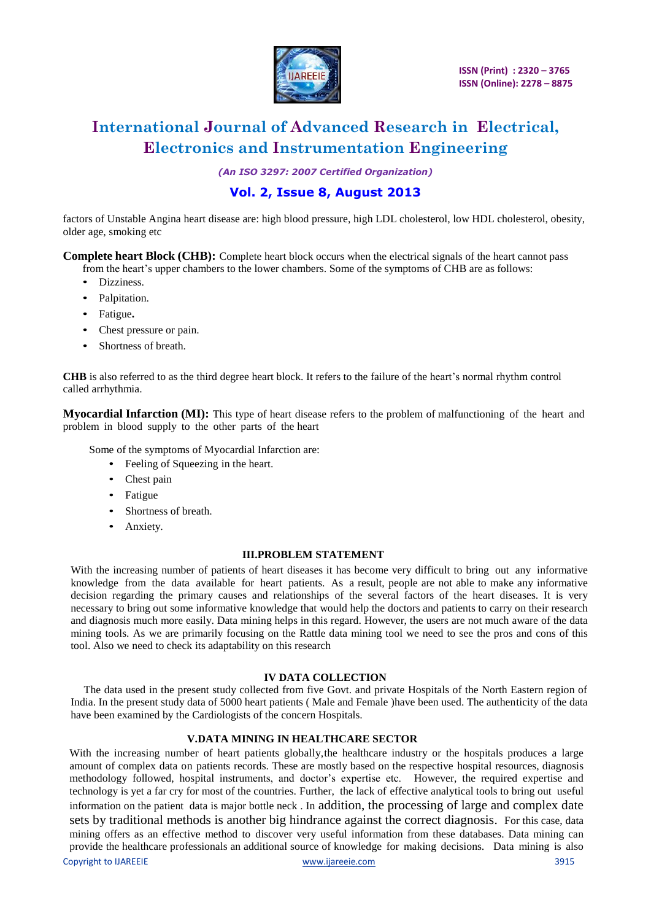factors of Unstable Angina heart disease are: high blood pressure, high LDL cholesterol, low HDL cholesterol, obesity, older age, smoking etc

**Complete heart Block (CHB):** Complete heart block occurs when the electrical signals of the heart cannot pass from the heart's upper chambers to the lower chambers. Some of the symptoms of CHB are as follows:

- Dizziness.
- Palpitation.
- Fatigue**.**
- Chest pressure or pain.
- Shortness of breath.

**CHB** is also referred to as the third degree heart block. It refers to the failure of the heart's normal rhythm control called arrhythmia.

**Myocardial Infarction (MI):** This type of heart disease refers to the problem of malfunctioning of the heart and problem in blood supply to the other parts of the heart

Some of the symptoms of Myocardial Infarction are:

- Feeling of Squeezing in the heart.
- Chest pain
- Fatigue
- Shortness of breath.
- Anxiety.

## III.PROBLEM STATEMENT

With the increasing number of patients of heart diseases it has become very difficult to bring out any informative knowledge from the data available for heart patients. As a result, people are not able to make any informative decision regarding the primary causes and relationships of the several factors of the heart diseases. It is very necessary to bring out some informative knowledge that would help the doctors and patients to carry on their research and diagnosis much more easily. Data mining helps in this regard. However, the users are not much aware of the data mining tools. As we are primarily focusing on the Rattle data mining tool we need to see the pros and cons of this tool. Also we need to check its adaptability on this research

## IV DATA COLLECTION

The data used in the present study collected from five Govt. and private Hospitals of the North Eastern region of India. In the present study data of 5000 heart patients ( Male and Female )have been used. The authenticity of the data have been examined by the Cardiologists of the concern Hospitals.

## V.DATA MINING IN HEALTHCARE SECTOR

With the increasing number of heart patients globally,the healthcare industry or the hospitals produces a large amount of complex data on patients records. These are mostly based on the respective hospital resources, diagnosis methodology followed, hospital instruments, and doctor's expertise etc. However, the required expertise and technology is yet a far cry for most of the countries. Further, the lack of effective analytical tools to bring out useful information on the patient data is major bottle neck . In addition, the processing of large and complex date sets by traditional methods is another big hindrance against the correct diagnosis. For this case, data mining offers as an effective method to discover very useful information from these databases. Data mining can provide the healthcare professionals an additional source of knowledge for making decisions. Data mining is also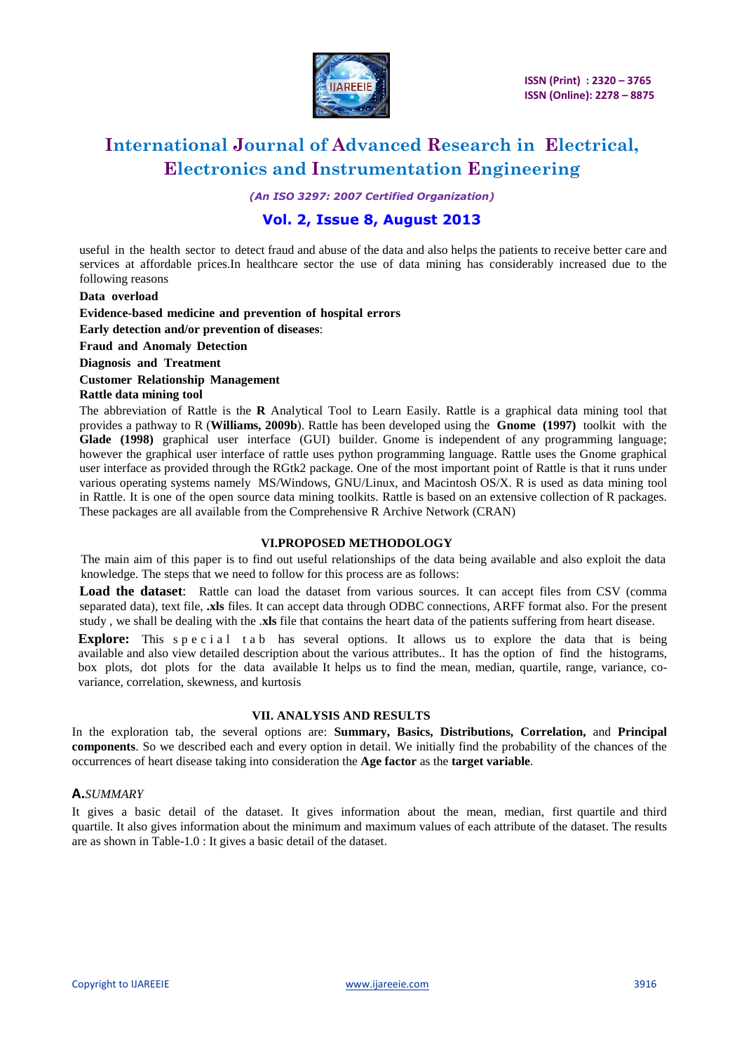useful in the health sector to detect fraud and abuse of the data and also helps the patients to receive better care and services at affordable prices.In healthcare sector the use of data mining has considerably increased due to the following reasons

**Data overload**

**Evidence-based medicine and prevention of hospital errors**

**Early detection and/or prevention of diseases**:

**Fraud and Anomaly Detection**

**Diagnosis and Treatment**

**Customer Relationship Management**

**Rattle data mining tool**

The abbreviation of Rattle is the **R** Analytical Tool to Learn Easily. Rattle is a graphical data mining tool that provides a pathway to R (**Williams, 2009b**). Rattle has been developed using the **Gnome (1997)** toolkit with the **Glade (1998)** graphical user interface (GUI) builder. Gnome is independent of any programming language; however the graphical user interface of rattle uses python programming language. Rattle uses the Gnome graphical user interface as provided through the RGtk2 package. One of the most important point of Rattle is that it runs under various operating systems namely MS/Windows, GNU/Linux, and Macintosh OS/X. R is used as data mining tool in Rattle. It is one of the open source data mining toolkits. Rattle is based on an extensive collection of R packages. These packages are all available from the Comprehensive R Archive Network (CRAN)

## VI.PROPOSED METHODOLOGY

The main aim of this paper is to find out useful relationships of the data being available and also exploit the data knowledge. The steps that we need to follow for this process are as follows:

**Load the dataset**: Rattle can load the dataset from various sources. It can accept files from CSV (comma separated data), text file, **.xls** files. It can accept data through ODBC connections, ARFF format also. For the present study , we shall be dealing with the **.xls** file that contains the heart data of the patients suffering from heart disease.

**Explore:** This special tab has several options. It allows us to explore the data that is being available and also view detailed description about the various attributes.. It has the option of find the histograms, box plots, dot plots for the data available It helps us to find the mean, median, quartile, range, variance, co-variance, correlation, skewness, and kurtosis

## VII. ANALYSIS AND RESULTS

In the exploration tab, the several options are: **Summary, Basics, Distributions, Correlation,** and **Principal components**. So we described each and every option in detail. We initially find the probability of the chances of the occurrences of heart disease taking into consideration the **Age factor** as the **target variable**.

### A. *SUMMARY*

It gives a basic detail of the dataset. It gives information about the mean, median, first quartile and third quartile. It also gives information about the minimum and maximum values of each attribute of the dataset. The results are as shown in Table-1.0 : It gives a basic detail of the dataset.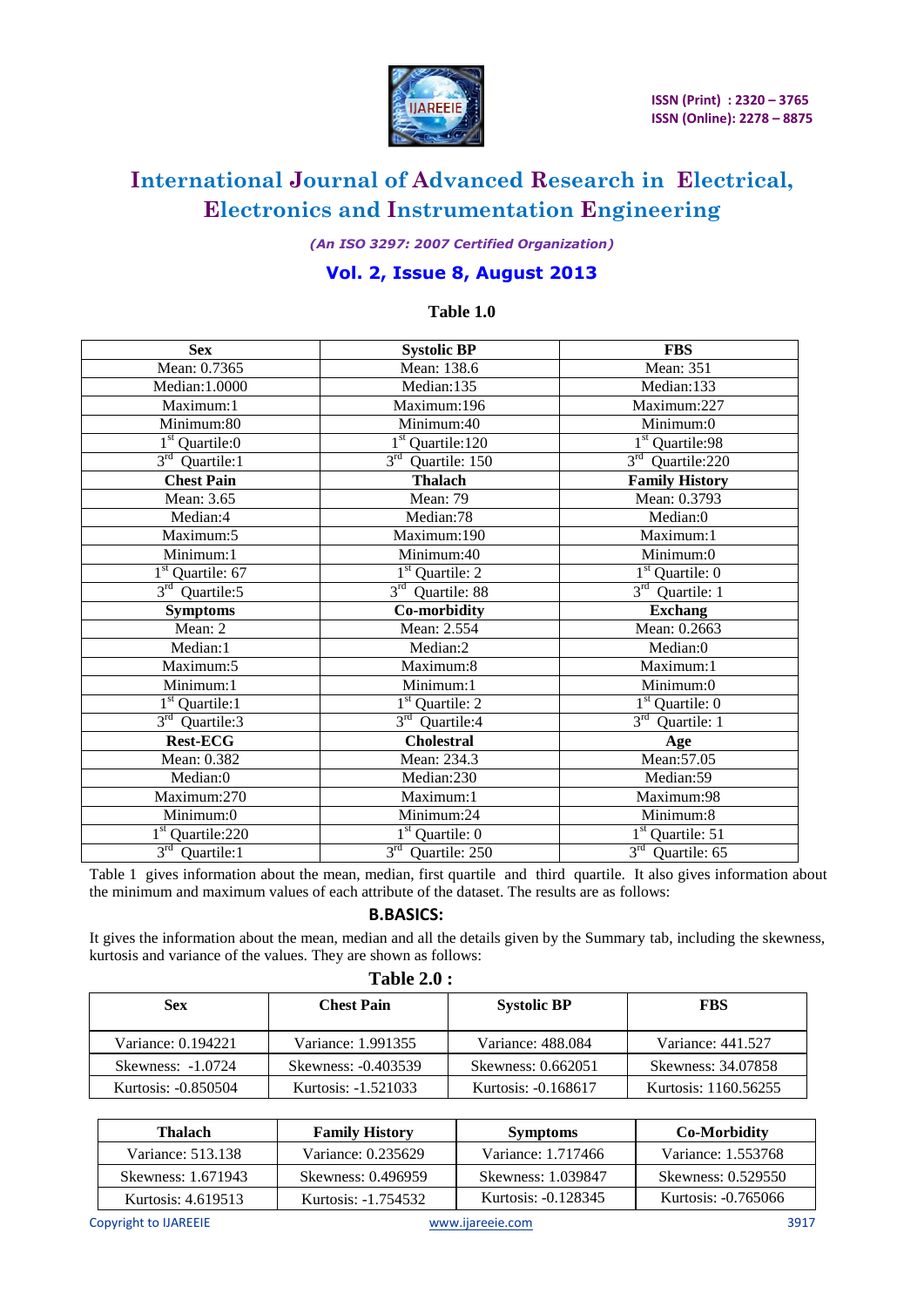**Table 1.0**

| Sex | Systolic BP | FBS |
| --- | --- | --- |
| Mean: 0.7365 | Mean: 138.6 | Mean: 351 |
| Median:1.0000 | Median:135 | Median:133 |
| Maximum:1 | Maximum:196 | Maximum:227 |
| Minimum:80 | Minimum:40 | Minimum:0 |
| 1st Quartile:0 | 1st Quartile:120 | 1st Quartile:98 |
| 3rd Quartile:1 | 3rd Quartile: 150 | 3rd Quartile:220 |
| **Chest Pain** | **Thalach** | **Family History** |
| Mean: 3.65 | Mean: 79 | Mean: 0.3793 |
| Median:4 | Median:78 | Median:0 |
| Maximum:5 | Maximum:190 | Maximum:1 |
| Minimum:1 | Minimum:40 | Minimum:0 |
| 1st Quartile: 67 | 1st Quartile: 2 | 1st Quartile: 0 |
| 3rd Quartile:5 | 3rd Quartile: 88 | 3rd Quartile: 1 |
| **Symptoms** | **Co-morbidity** | **Exchang** |
| Mean: 2 | Mean: 2.554 | Mean: 0.2663 |
| Median:1 | Median:2 | Median:0 |
| Maximum:5 | Maximum:8 | Maximum:1 |
| Minimum:1 | Minimum:1 | Minimum:0 |
| 1st Quartile:1 | 1st Quartile: 2 | 1st Quartile: 0 |
| 3rd Quartile:3 | 3rd Quartile:4 | 3rd Quartile: 1 |
| **Rest-ECG** | **Cholestral** | **Age** |
| Mean: 0.382 | Mean: 234.3 | Mean:57.05 |
| Median:0 | Median:230 | Median:59 |
| Maximum:270 | Maximum:1 | Maximum:98 |
| Minimum:0 | Minimum:24 | Minimum:8 |
| 1st Quartile:220 | 1st Quartile: 0 | 1st Quartile: 51 |
| 3rd Quartile:1 | 3rd Quartile: 250 | 3rd Quartile: 65 |

Table 1 gives information about the mean, median, first quartile and third quartile. It also gives information about the minimum and maximum values of each attribute of the dataset. The results are as follows:

### B.BASICS:

It gives the information about the mean, median and all the details given by the Summary tab, including the skewness, kurtosis and variance of the values. They are shown as follows:

**Table 2.0 :**

| Sex | Chest Pain | Systolic BP | FBS |
| --- | --- | --- | --- |
| Variance: 0.194221 | Variance: 1.991355 | Variance: 488.084 | Variance: 441.527 |
| Skewness: -1.0724 | Skewness: -0.403539 | Skewness: 0.662051 | Skewness: 34.07858 |
| Kurtosis: -0.850504 | Kurtosis: -1.521033 | Kurtosis: -0.168617 | Kurtosis: 1160.56255 |

| Thalach | Family History | Symptoms | Co-Morbidity |
| --- | --- | --- | --- |
| Variance: 513.138 | Variance: 0.235629 | Variance: 1.717466 | Variance: 1.553768 |
| Skewness: 1.671943 | Skewness: 0.496959 | Skewness: 1.039847 | Skewness: 0.529550 |
| Kurtosis: 4.619513 | Kurtosis: -1.754532 | Kurtosis: -0.128345 | Kurtosis: -0.765066 |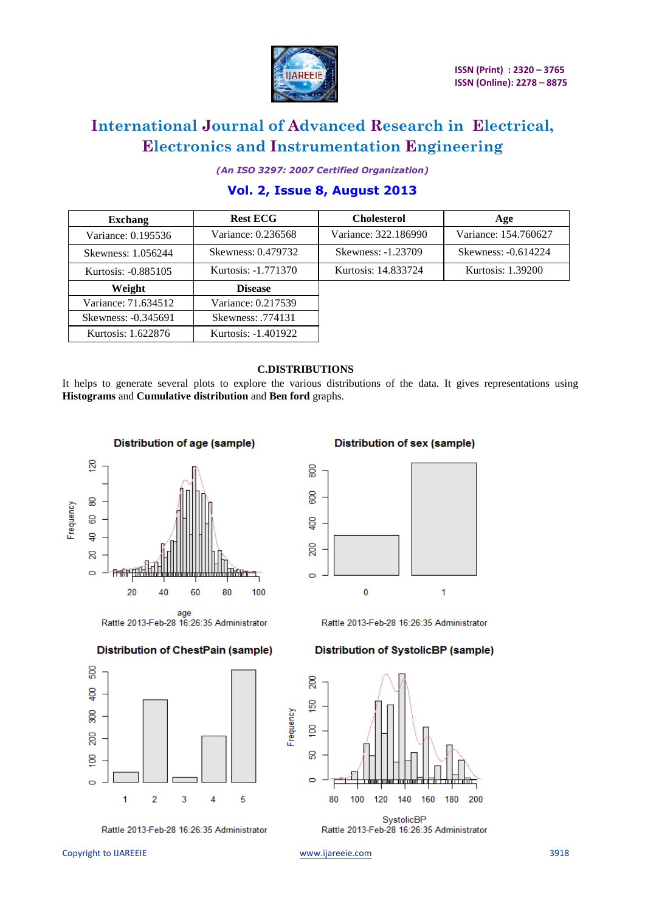| Exchang | Rest ECG | Cholesterol | Age |
|---|---|---|---|
| Variance: 0.195536 | Variance: 0.236568 | Variance: 322.186990 | Variance: 154.760627 |
| Skewness: 1.056244 | Skewness: 0.479732 | Skewness: -1.23709 | Skewness: -0.614224 |
| Kurtosis: -0.885105 | Kurtosis: -1.771370 | Kurtosis: 14.833724 | Kurtosis: 1.39200 |

| Weight | Disease |
|---|---|
| Variance: 71.634512 | Variance: 0.217539 |
| Skewness: -0.345691 | Skewness: .774131 |
| Kurtosis: 1.622876 | Kurtosis: -1.401922 |

### C.DISTRIBUTIONS

It helps to generate several plots to explore the various distributions of the data. It gives representations using **Histograms** and **Cumulative distribution** and **Ben ford** graphs.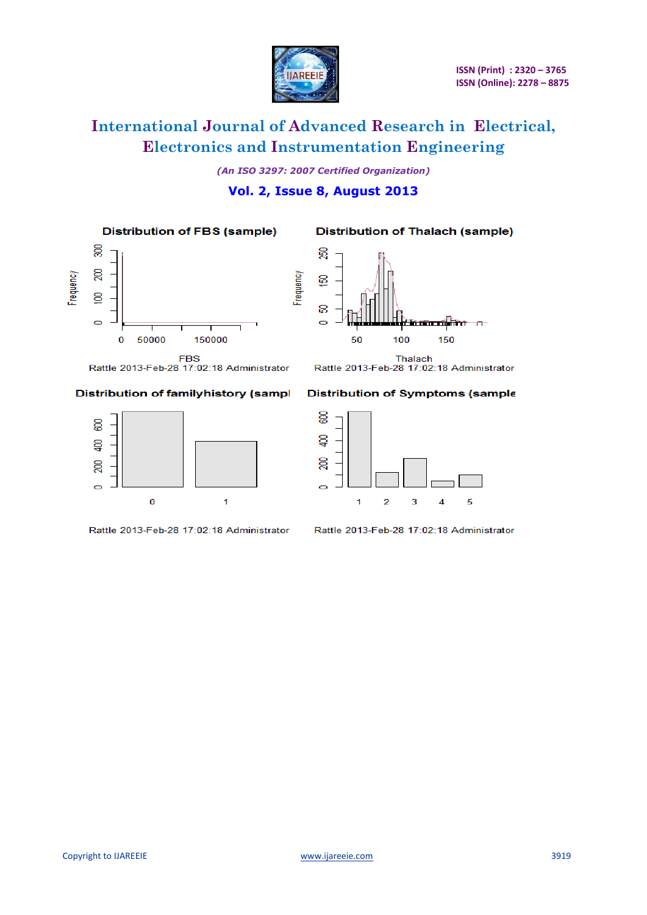Distribution of FBS (sample)

FBS
Rattle 2013-Feb-28 17:02:18 Administrator

Distribution of Thalach (sample)

Thalach
Rattle 2013-Feb-28 17:02:18 Administrator

Distribution of familyhistory (sampl

Rattle 2013-Feb-28 17:02:18 Administrator

Distribution of Symptoms (sample

Rattle 2013-Feb-28 17:02:18 Administrator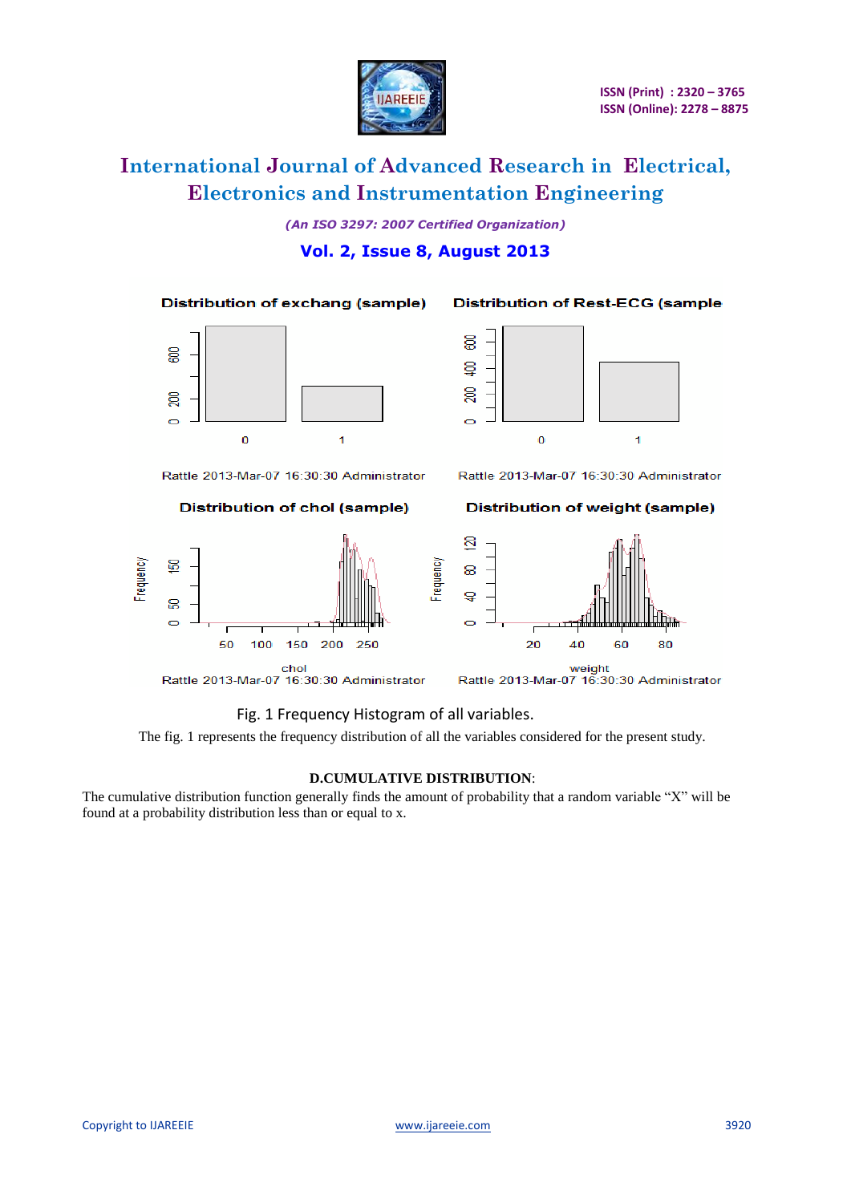Fig. 1 Frequency Histogram of all variables.

The fig. 1 represents the frequency distribution of all the variables considered for the present study.

### D.CUMULATIVE DISTRIBUTION:

The cumulative distribution function generally finds the amount of probability that a random variable "X" will be found at a probability distribution less than or equal to x.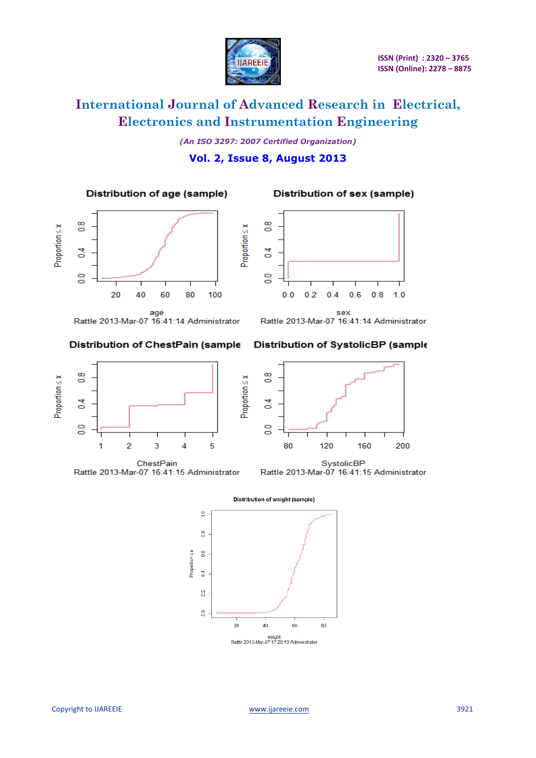Distribution of age (sample)

Distribution of sex (sample)

Distribution of ChestPain (sample

Distribution of SystolicBP (sample

Distribution of weight (sample)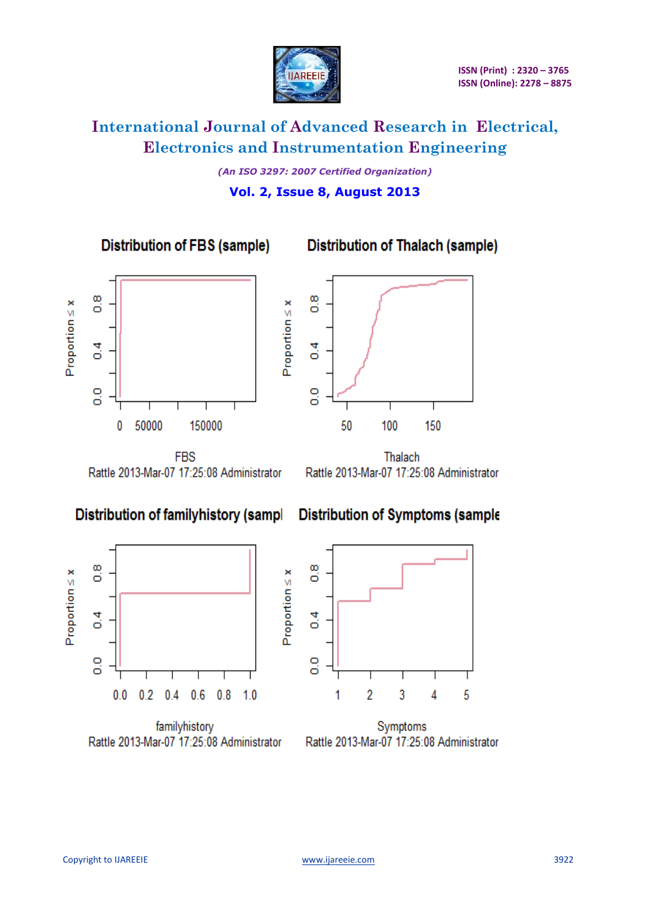**Distribution of FBS (sample)**

FBS
Rattle 2013-Mar-07 17:25:08 Administrator

**Distribution of Thalach (sample)**

Thalach
Rattle 2013-Mar-07 17:25:08 Administrator

**Distribution of familyhistory (sampl**

familyhistory
Rattle 2013-Mar-07 17:25:08 Administrator

**Distribution of Symptoms (sample**

Symptoms
Rattle 2013-Mar-07 17:25:08 Administrator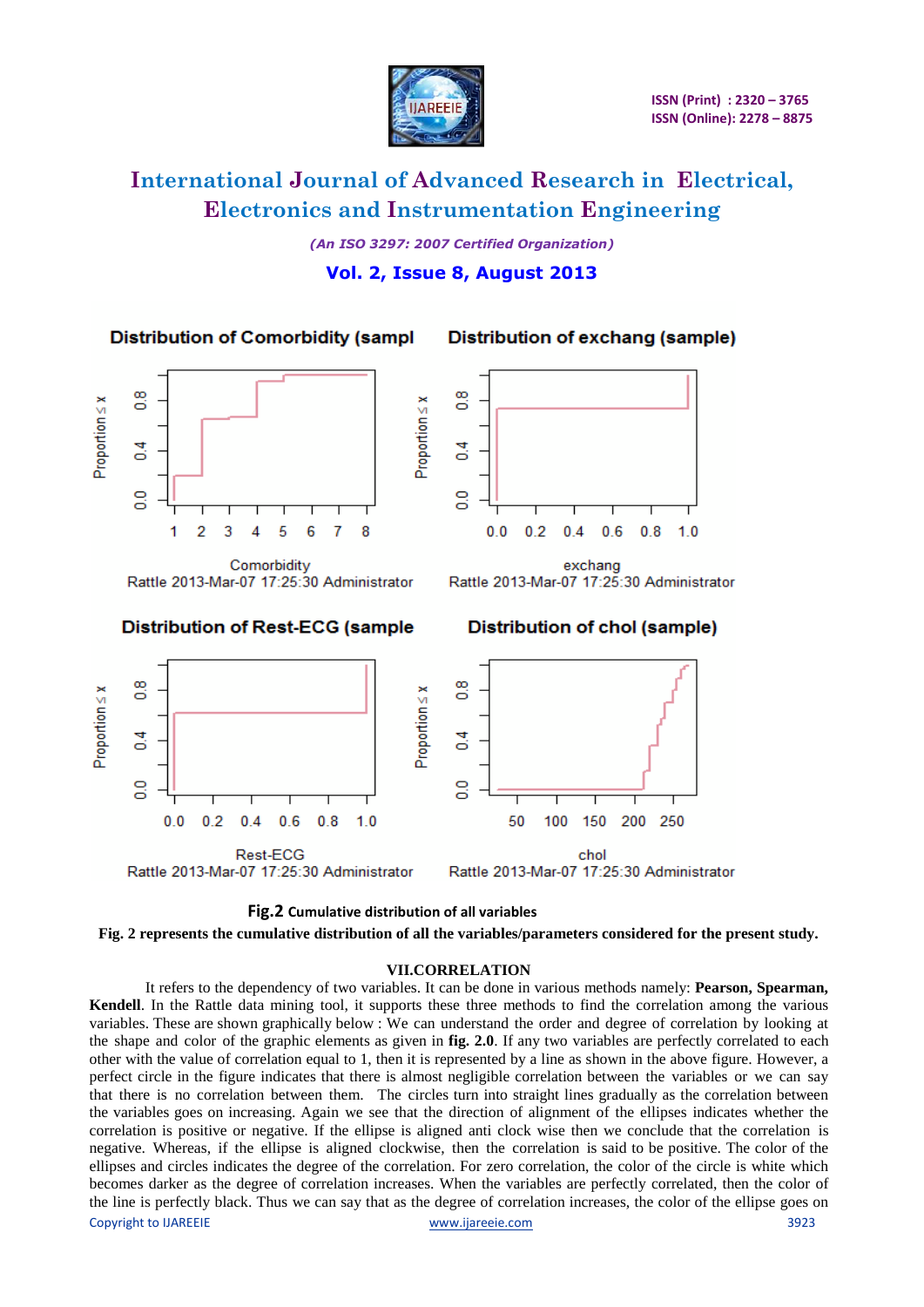Fig.2 Cumulative distribution of all variables

**Fig. 2 represents the cumulative distribution of all the variables/parameters considered for the present study.**

## VII.CORRELATION

It refers to the dependency of two variables. It can be done in various methods namely: **Pearson, Spearman, Kendell**. In the Rattle data mining tool, it supports these three methods to find the correlation among the various variables. These are shown graphically below : We can understand the order and degree of correlation by looking at the shape and color of the graphic elements as given in **fig. 2.0**. If any two variables are perfectly correlated to each other with the value of correlation equal to 1, then it is represented by a line as shown in the above figure. However, a perfect circle in the figure indicates that there is almost negligible correlation between the variables or we can say that there is no correlation between them. The circles turn into straight lines gradually as the correlation between the variables goes on increasing. Again we see that the direction of alignment of the ellipses indicates whether the correlation is positive or negative. If the ellipse is aligned anti clock wise then we conclude that the correlation is negative. Whereas, if the ellipse is aligned clockwise, then the correlation is said to be positive. The color of the ellipses and circles indicates the degree of the correlation. For zero correlation, the color of the circle is white which becomes darker as the degree of correlation increases. When the variables are perfectly correlated, then the color of the line is perfectly black. Thus we can say that as the degree of correlation increases, the color of the ellipse goes on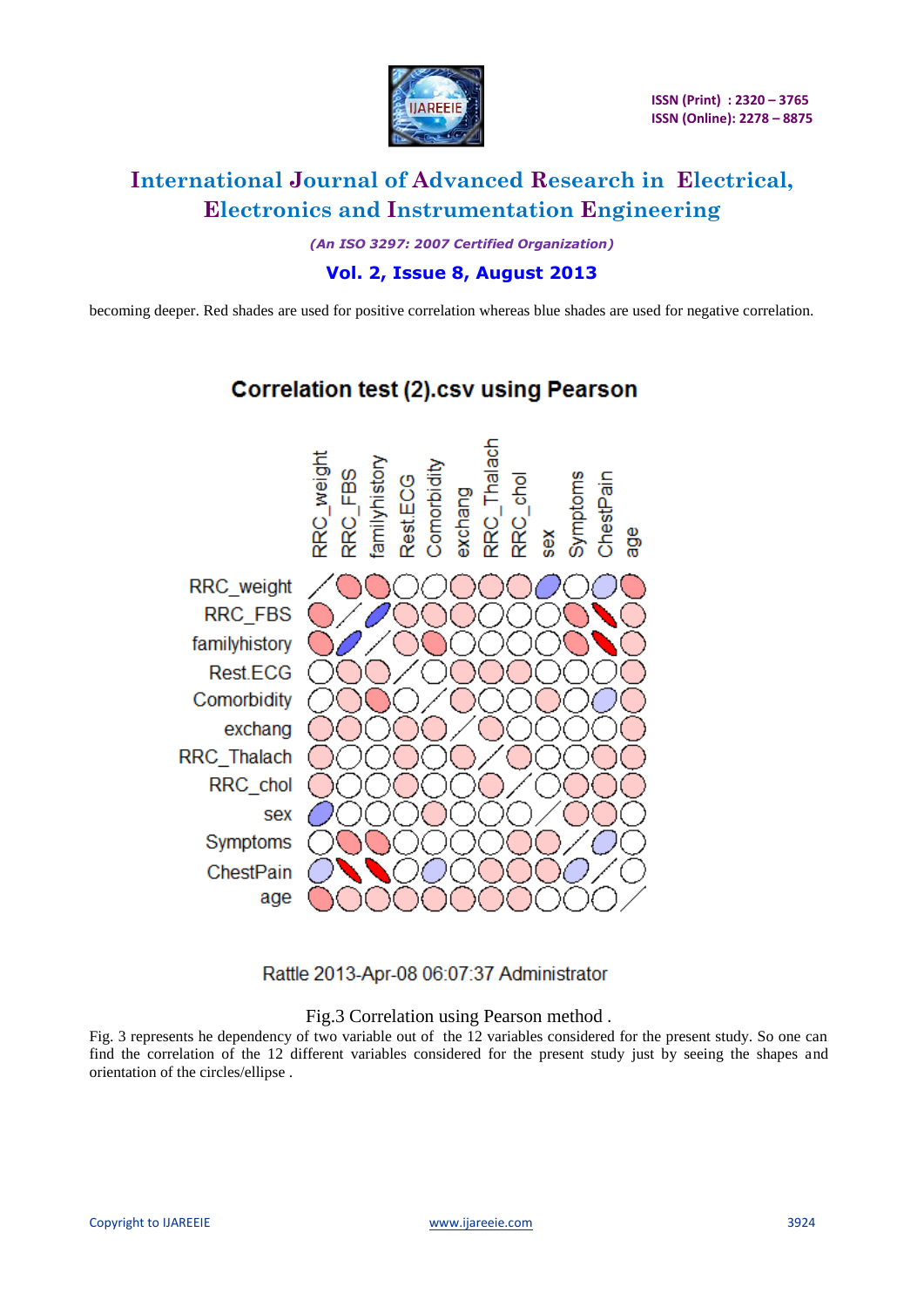becoming deeper. Red shades are used for positive correlation whereas blue shades are used for negative correlation.

Fig.3 Correlation using Pearson method .

Fig. 3 represents he dependency of two variable out of the 12 variables considered for the present study. So one can find the correlation of the 12 different variables considered for the present study just by seeing the shapes and orientation of the circles/ellipse .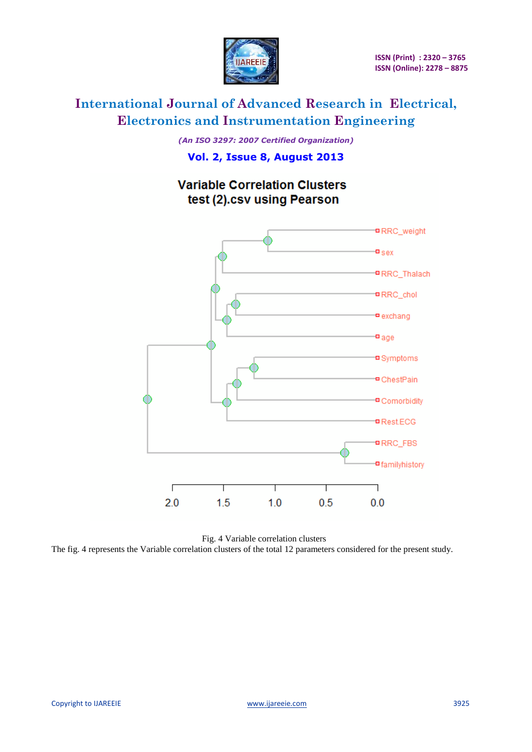Variable Correlation Clusters
test (2).csv using Pearson

RRC_weight
sex
RRC_Thalach
RRC_chol
exchang
age
Symptoms
ChestPain
Comorbidity
Rest.ECG
RRC_FBS
familyhistory

2.0 1.5 1.0 0.5 0.0

Fig. 4 Variable correlation clusters

The fig. 4 represents the Variable correlation clusters of the total 12 parameters considered for the present study.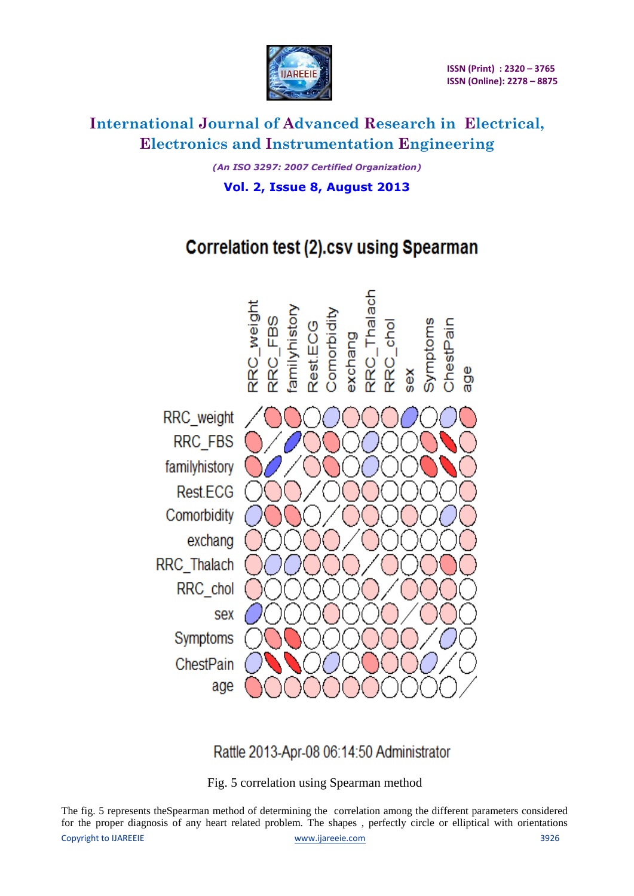Correlation test (2).csv using Spearman

Rattle 2013-Apr-08 06:14:50 Administrator

Fig. 5 correlation using Spearman method

The fig. 5 represents theSpearman method of determining the correlation among the different parameters considered for the proper diagnosis of any heart related problem. The shapes , perfectly circle or elliptical with orientations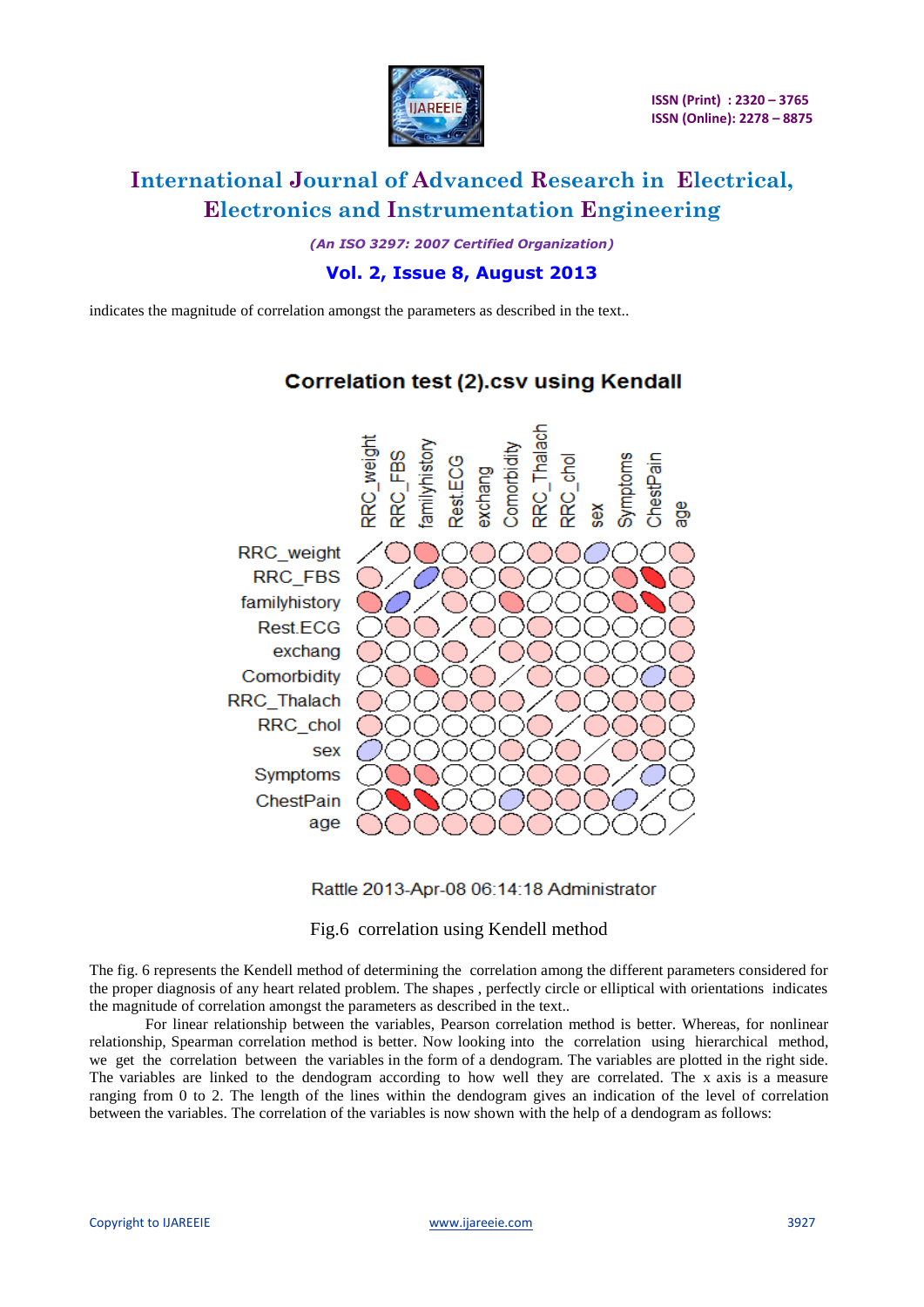indicates the magnitude of correlation amongst the parameters as described in the text..

Fig.6 correlation using Kendell method

The fig. 6 represents the Kendell method of determining the correlation among the different parameters considered for the proper diagnosis of any heart related problem. The shapes , perfectly circle or elliptical with orientations indicates the magnitude of correlation amongst the parameters as described in the text..

For linear relationship between the variables, Pearson correlation method is better. Whereas, for nonlinear relationship, Spearman correlation method is better. Now looking into the correlation using hierarchical method, we get the correlation between the variables in the form of a dendogram. The variables are plotted in the right side. The variables are linked to the dendogram according to how well they are correlated. The x axis is a measure ranging from 0 to 2. The length of the lines within the dendogram gives an indication of the level of correlation between the variables. The correlation of the variables is now shown with the help of a dendogram as follows: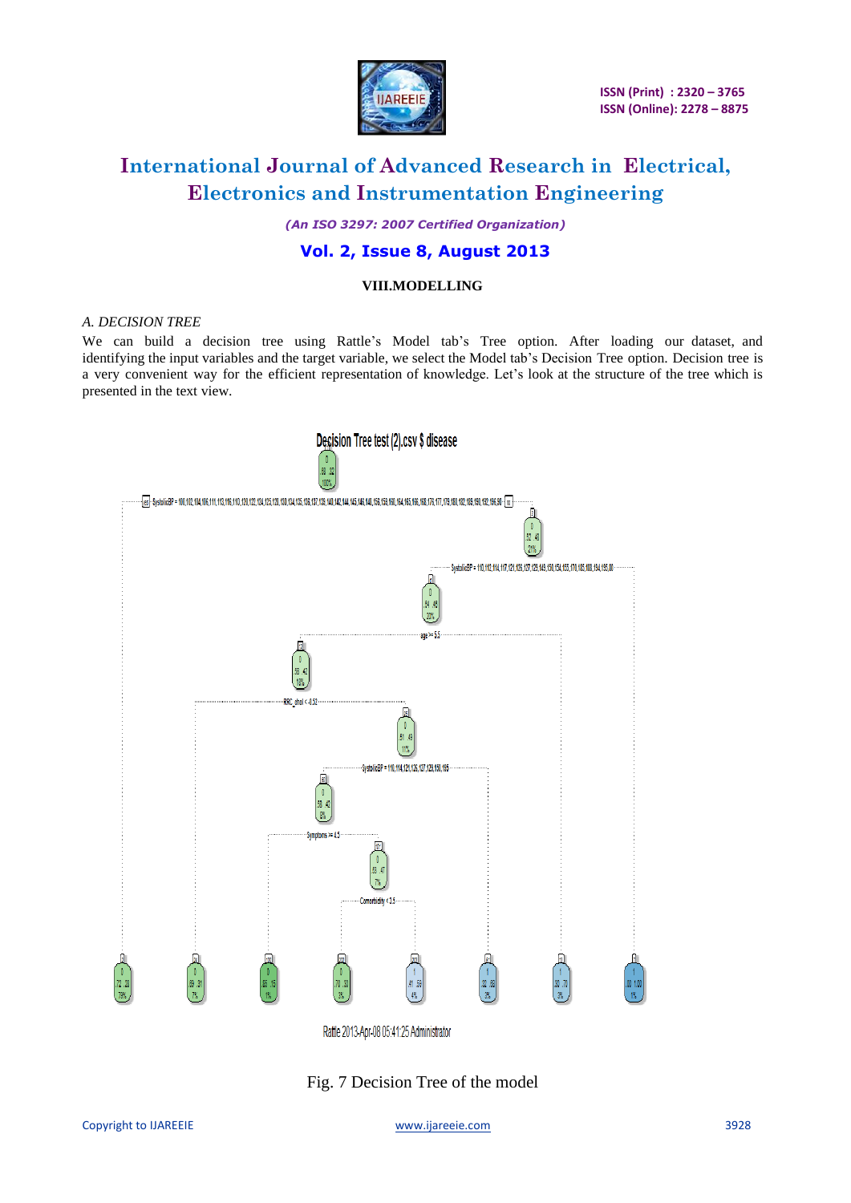## VIII.MODELLING

### A. DECISION TREE

We can build a decision tree using Rattle's Model tab's Tree option. After loading our dataset, and identifying the input variables and the target variable, we select the Model tab's Decision Tree option. Decision tree is a very convenient way for the efficient representation of knowledge. Let's look at the structure of the tree which is presented in the text view.

Fig. 7 Decision Tree of the model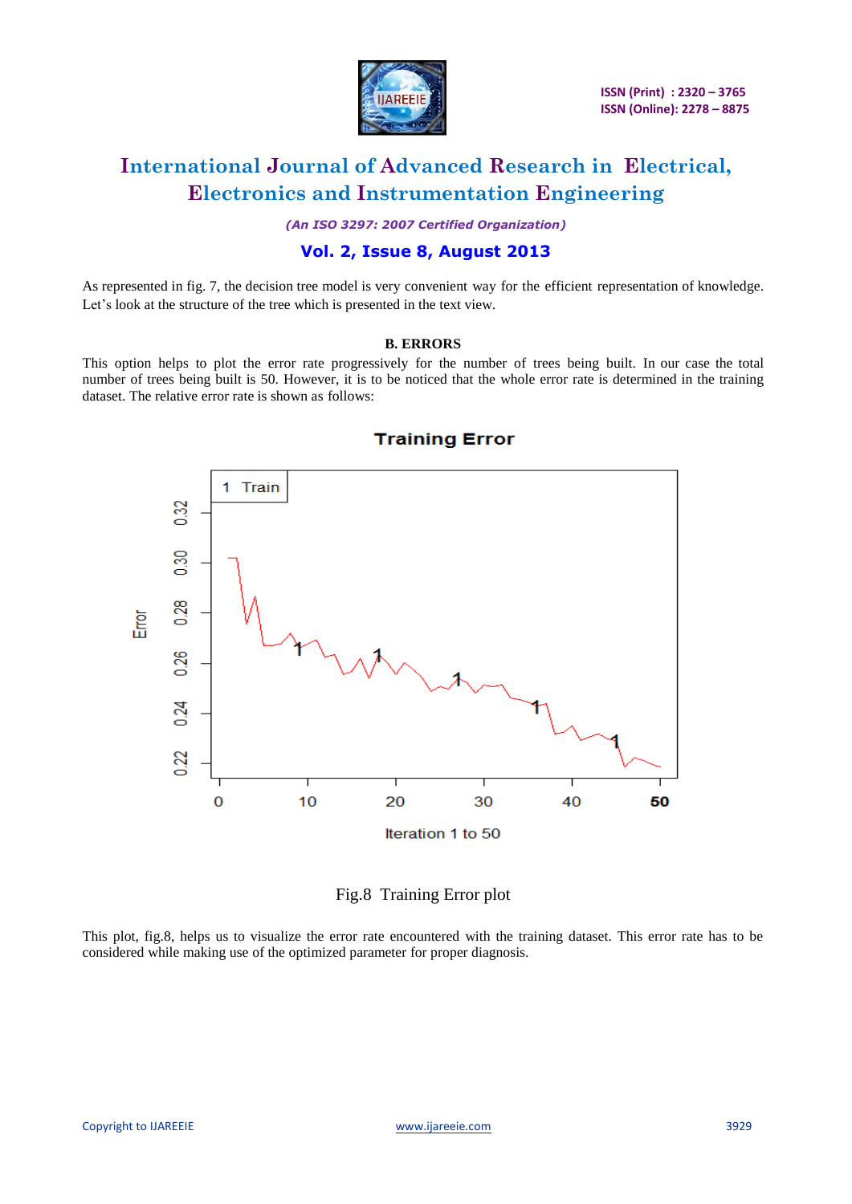As represented in fig. 7, the decision tree model is very convenient way for the efficient representation of knowledge. Let's look at the structure of the tree which is presented in the text view.

### B. ERRORS

This option helps to plot the error rate progressively for the number of trees being built. In our case the total number of trees being built is 50. However, it is to be noticed that the whole error rate is determined in the training dataset. The relative error rate is shown as follows:

Fig.8 Training Error plot

This plot, fig.8, helps us to visualize the error rate encountered with the training dataset. This error rate has to be considered while making use of the optimized parameter for proper diagnosis.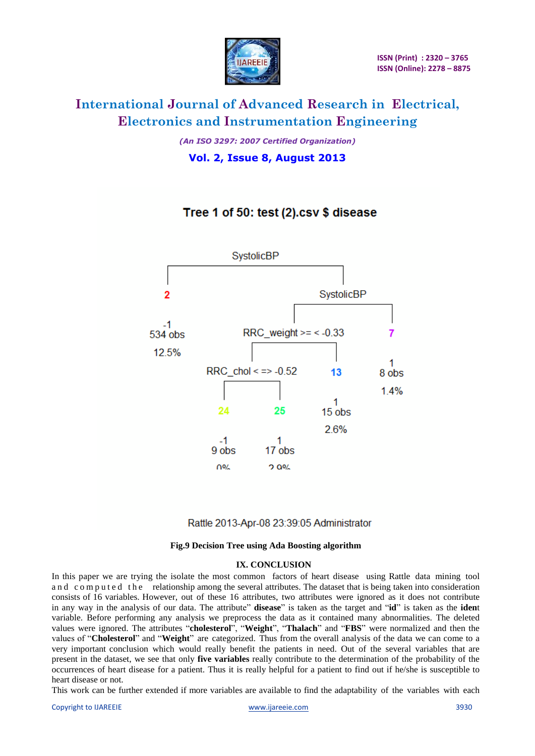Tree 1 of 50: test (2).csv $ disease

SystolicBP

2

-1
534 obs

12.5%

SystolicBP

RRC_weight >= < -0.33

7

1
8 obs

1.4%

RRC_chol < => -0.52

13

1
15 obs

2.6%

24

-1
9 obs

0%

25

1
17 obs

2.9%

Rattle 2013-Apr-08 23:39:05 Administrator

**Fig.9 Decision Tree using Ada Boosting algorithm**

## IX. CONCLUSION

In this paper we are trying the isolate the most common factors of heart disease using Rattle data mining tool and computed the relationship among the several attributes. The dataset that is being taken into consideration consists of 16 variables. However, out of these 16 attributes, two attributes were ignored as it does not contribute in any way in the analysis of our data. The attribute" **disease**" is taken as the target and "**id**" is taken as the **ident** variable. Before performing any analysis we preprocess the data as it contained many abnormalities. The deleted values were ignored. The attributes "**cholesterol**", "**Weight**", "**Thalach**" and "**FBS**" were normalized and then the values of "**Cholesterol**" and "**Weight**" are categorized. Thus from the overall analysis of the data we can come to a very important conclusion which would really benefit the patients in need. Out of the several variables that are present in the dataset, we see that only **five variables** really contribute to the determination of the probability of the occurrences of heart disease for a patient. Thus it is really helpful for a patient to find out if he/she is susceptible to heart disease or not.

This work can be further extended if more variables are available to find the adaptability of the variables with each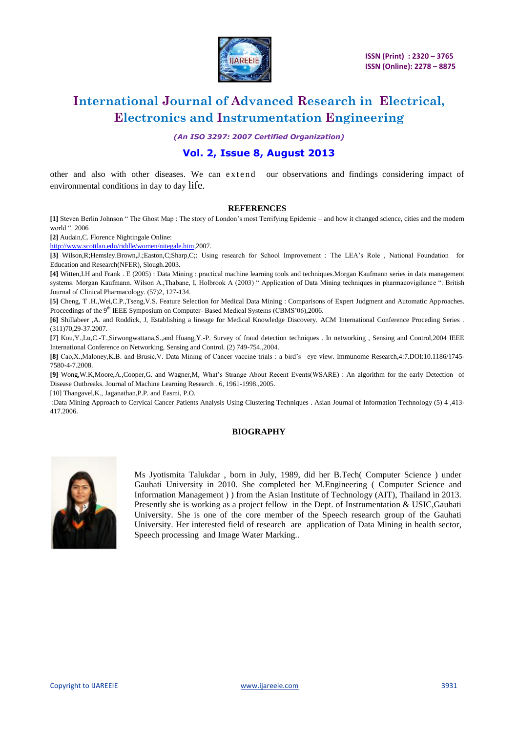other and also with other diseases. We can extend our observations and findings considering impact of environmental conditions in day to day life.

## REFERENCES

**[1]** Steven Berlin Johnson " The Ghost Map : The story of London's most Terrifying Epidemic – and how it changed science, cities and the modern world ". 2006

**[2]** Audain,C. Florence Nightingale Online:
http://www.scottlan.edu/riddle/women/nitegale.htm,2007.

**[3]** Wilson,R;Hemsley.Brown,J.;Easton,C;Sharp,C;: Using research for School Improvement : The LEA's Role , National Foundation for Education and Research(NFER), Slough.2003.

**[4]** Witten,I.H and Frank . E (2005) : Data Mining : practical machine learning tools and techniques.Morgan Kaufmann series in data management systems. Morgan Kaufmann. Wilson A.,Thabane, I, Holbrook A (2003) " Application of Data Mining techniques in pharmacovigilance ". British Journal of Clinical Pharmacology. (57)2, 127-134.

**[5]** Cheng, T .H.,Wei,C.P.,Tseng,V.S. Feature Selection for Medical Data Mining : Comparisons of Expert Judgment and Automatic Approaches. Proceedings of the 9th IEEE Symposium on Computer- Based Medical Systems (CBMS'06),2006.

**[6]** Shillabeer ,A. and Roddick, J, Establishing a lineage for Medical Knowledge Discovery. ACM International Conference Proceding Series . (311)70,29-37.2007.

**[7]** Kou,Y.,Lu,C.-T.,Sirwongwattana,S.,and Huang,Y.-P. Survey of fraud detection techniques . In networking , Sensing and Control,2004 IEEE International Conference on Networking, Sensing and Control. (2) 749-754.,2004.

**[8]** Cao,X.,Maloney,K.B. and Brusic,V. Data Mining of Cancer vaccine trials : a bird's –eye view. Immunome Research,4:7.DOI:10.1186/1745-7580-4-7.2008.

**[9]** Wong,W.K,Moore,A.,Cooper,G. and Wagner,M, What's Strange About Recent Events(WSARE) : An algorithm for the early Detection of Disease Outbreaks. Journal of Machine Learning Research . 6, 1961-1998.,2005.

[10] Thangavel,K., Jaganathan,P.P. and Easmi, P.O.
:Data Mining Approach to Cervical Cancer Patients Analysis Using Clustering Techniques . Asian Journal of Information Technology (5) 4 ,413-417.2006.

## BIOGRAPHY

Ms Jyotismita Talukdar , born in July, 1989, did her B.Tech( Computer Science ) under Gauhati University in 2010. She completed her M.Engineering ( Computer Science and Information Management ) ) from the Asian Institute of Technology (AIT), Thailand in 2013. Presently she is working as a project fellow in the Dept. of Instrumentation & USIC,Gauhati University. She is one of the core member of the Speech research group of the Gauhati University. Her interested field of research are application of Data Mining in health sector, Speech processing and Image Water Marking..